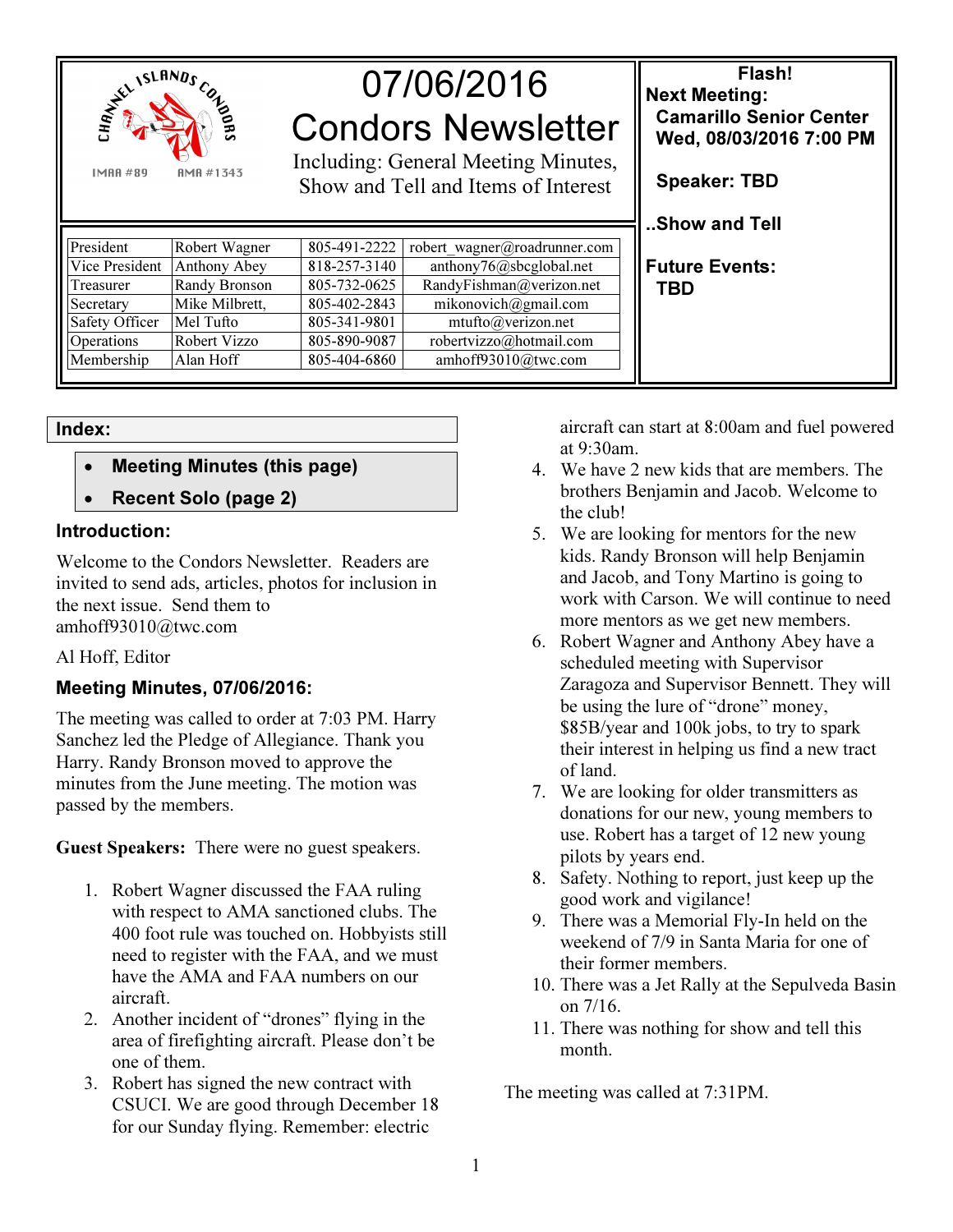# 07/06/2016 Condors Newsletter

Including: General Meeting Minutes, Show and Tell and Items of Interest

CHANNEL ISLANDS CONDORS — IMAA #89 — AMA #1343

| President | Robert Wagner | 805-491-2222 | robert_wagner@roadrunner.com |
|---|---|---|---|
| Vice President | Anthony Abey | 818-257-3140 | anthony76@sbcglobal.net |
| Treasurer | Randy Bronson | 805-732-0625 | RandyFishman@verizon.net |
| Secretary | Mike Milbrett, | 805-402-2843 | mikonovich@gmail.com |
| Safety Officer | Mel Tufto | 805-341-9801 | mtufto@verizon.net |
| Operations | Robert Vizzo | 805-890-9087 | robertvizzo@hotmail.com |
| Membership | Alan Hoff | 805-404-6860 | amhoff93010@twc.com |

**Flash!**

**Next Meeting:**
**Camarillo Senior Center**
**Wed, 08/03/2016 7:00 PM**

**Speaker: TBD**

**..Show and Tell**

**Future Events:**
**TBD**

## Index:

- **Meeting Minutes (this page)**
- **Recent Solo (page 2)**

### Introduction:

Welcome to the Condors Newsletter. Readers are invited to send ads, articles, photos for inclusion in the next issue. Send them to amhoff93010@twc.com

Al Hoff, Editor

### Meeting Minutes, 07/06/2016:

The meeting was called to order at 7:03 PM. Harry Sanchez led the Pledge of Allegiance. Thank you Harry. Randy Bronson moved to approve the minutes from the June meeting. The motion was passed by the members.

**Guest Speakers:** There were no guest speakers.

1. Robert Wagner discussed the FAA ruling with respect to AMA sanctioned clubs. The 400 foot rule was touched on. Hobbyists still need to register with the FAA, and we must have the AMA and FAA numbers on our aircraft.
2. Another incident of "drones" flying in the area of firefighting aircraft. Please don't be one of them.
3. Robert has signed the new contract with CSUCI. We are good through December 18 for our Sunday flying. Remember: electric aircraft can start at 8:00am and fuel powered at 9:30am.
4. We have 2 new kids that are members. The brothers Benjamin and Jacob. Welcome to the club!
5. We are looking for mentors for the new kids. Randy Bronson will help Benjamin and Jacob, and Tony Martino is going to work with Carson. We will continue to need more mentors as we get new members.
6. Robert Wagner and Anthony Abey have a scheduled meeting with Supervisor Zaragoza and Supervisor Bennett. They will be using the lure of "drone" money, $85B/year and 100k jobs, to try to spark their interest in helping us find a new tract of land.
7. We are looking for older transmitters as donations for our new, young members to use. Robert has a target of 12 new young pilots by years end.
8. Safety. Nothing to report, just keep up the good work and vigilance!
9. There was a Memorial Fly-In held on the weekend of 7/9 in Santa Maria for one of their former members.
10. There was a Jet Rally at the Sepulveda Basin on 7/16.
11. There was nothing for show and tell this month.

The meeting was called at 7:31PM.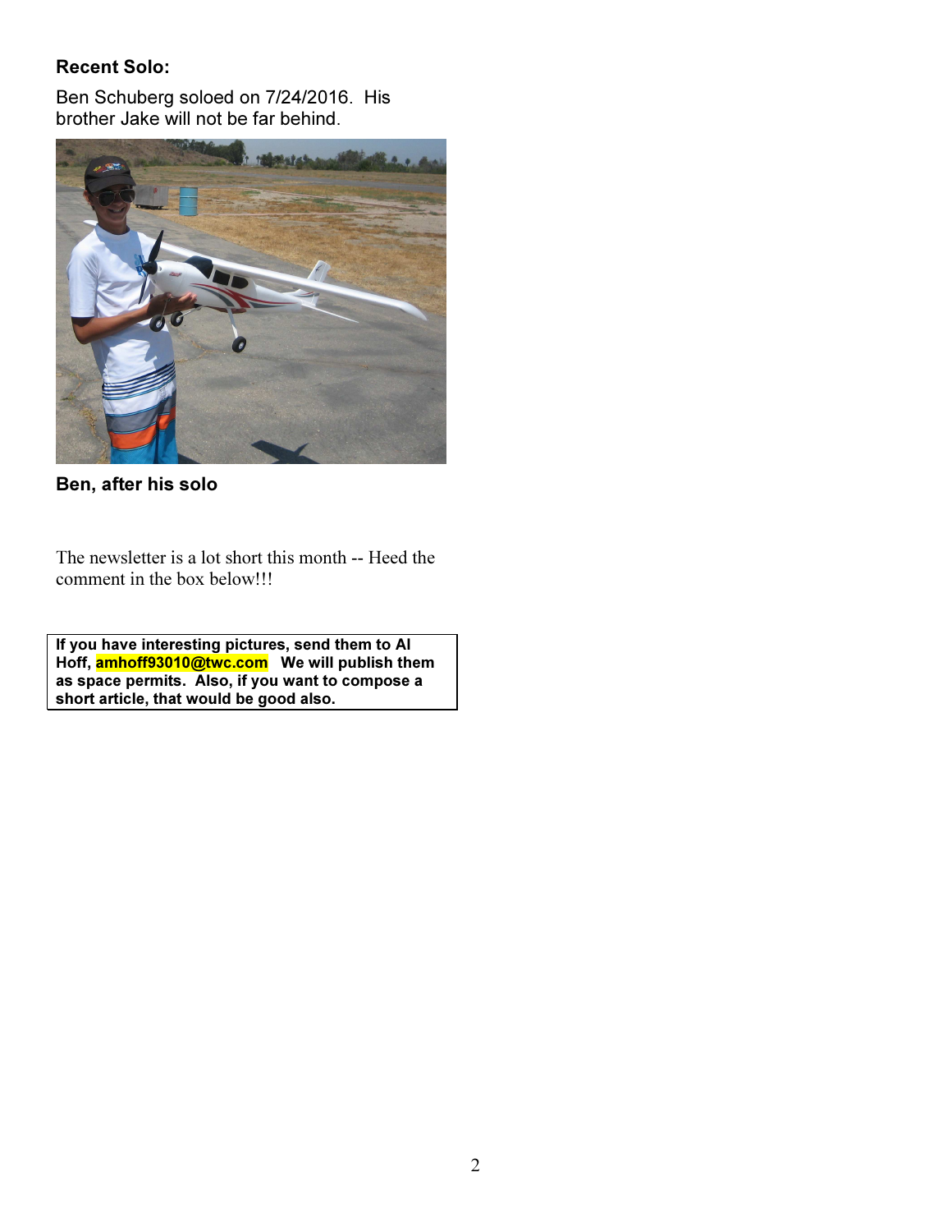**Recent Solo:**

Ben Schuberg soloed on 7/24/2016. His brother Jake will not be far behind.

**Ben, after his solo**

The newsletter is a lot short this month -- Heed the comment in the box below!!!

**If you have interesting pictures, send them to Al Hoff, amhoff93010@twc.com We will publish them as space permits. Also, if you want to compose a short article, that would be good also.**